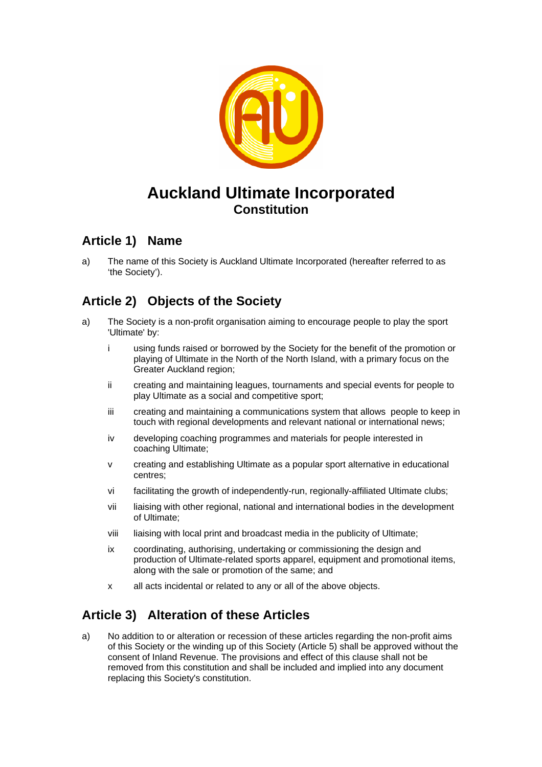# Auckland Ultimate Incorporated

**Constitution**

## Article 1) Name

a) The name of this Society is Auckland Ultimate Incorporated (hereafter referred to as 'the Society').

## Article 2) Objects of the Society

a) The Society is a non-profit organisation aiming to encourage people to play the sport 'Ultimate' by:

   i using funds raised or borrowed by the Society for the benefit of the promotion or playing of Ultimate in the North of the North Island, with a primary focus on the Greater Auckland region;

   ii creating and maintaining leagues, tournaments and special events for people to play Ultimate as a social and competitive sport;

   iii creating and maintaining a communications system that allows people to keep in touch with regional developments and relevant national or international news;

   iv developing coaching programmes and materials for people interested in coaching Ultimate;

   v creating and establishing Ultimate as a popular sport alternative in educational centres;

   vi facilitating the growth of independently-run, regionally-affiliated Ultimate clubs;

   vii liaising with other regional, national and international bodies in the development of Ultimate;

   viii liaising with local print and broadcast media in the publicity of Ultimate;

   ix coordinating, authorising, undertaking or commissioning the design and production of Ultimate-related sports apparel, equipment and promotional items, along with the sale or promotion of the same; and

   x all acts incidental or related to any or all of the above objects.

## Article 3) Alteration of these Articles

a) No addition to or alteration or recession of these articles regarding the non-profit aims of this Society or the winding up of this Society (Article 5) shall be approved without the consent of Inland Revenue. The provisions and effect of this clause shall not be removed from this constitution and shall be included and implied into any document replacing this Society's constitution.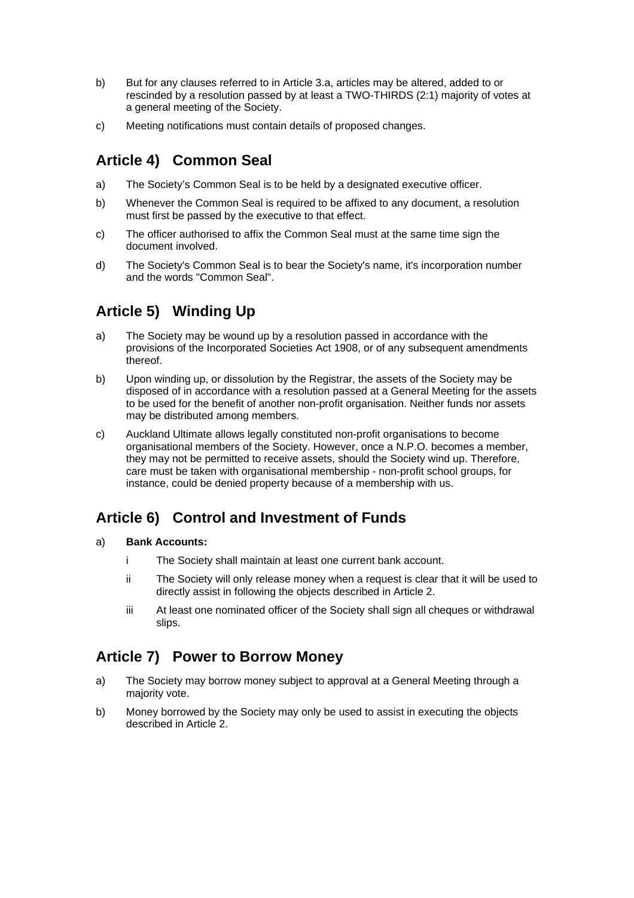b) But for any clauses referred to in Article 3.a, articles may be altered, added to or rescinded by a resolution passed by at least a TWO-THIRDS (2:1) majority of votes at a general meeting of the Society.

c) Meeting notifications must contain details of proposed changes.

## Article 4) Common Seal

a) The Society's Common Seal is to be held by a designated executive officer.

b) Whenever the Common Seal is required to be affixed to any document, a resolution must first be passed by the executive to that effect.

c) The officer authorised to affix the Common Seal must at the same time sign the document involved.

d) The Society's Common Seal is to bear the Society's name, it's incorporation number and the words "Common Seal".

## Article 5) Winding Up

a) The Society may be wound up by a resolution passed in accordance with the provisions of the Incorporated Societies Act 1908, or of any subsequent amendments thereof.

b) Upon winding up, or dissolution by the Registrar, the assets of the Society may be disposed of in accordance with a resolution passed at a General Meeting for the assets to be used for the benefit of another non-profit organisation. Neither funds nor assets may be distributed among members.

c) Auckland Ultimate allows legally constituted non-profit organisations to become organisational members of the Society. However, once a N.P.O. becomes a member, they may not be permitted to receive assets, should the Society wind up. Therefore, care must be taken with organisational membership - non-profit school groups, for instance, could be denied property because of a membership with us.

## Article 6) Control and Investment of Funds

a) **Bank Accounts:**

   i The Society shall maintain at least one current bank account.

   ii The Society will only release money when a request is clear that it will be used to directly assist in following the objects described in Article 2.

   iii At least one nominated officer of the Society shall sign all cheques or withdrawal slips.

## Article 7) Power to Borrow Money

a) The Society may borrow money subject to approval at a General Meeting through a majority vote.

b) Money borrowed by the Society may only be used to assist in executing the objects described in Article 2.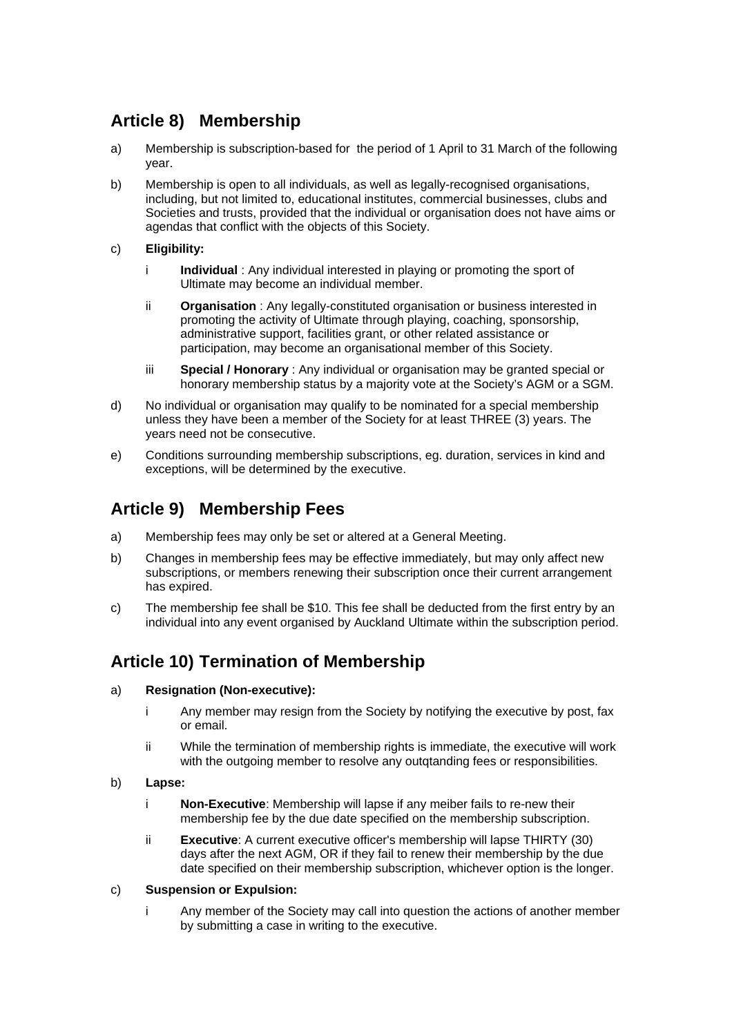## Article 8) Membership

a) Membership is subscription-based for the period of 1 April to 31 March of the following year.

b) Membership is open to all individuals, as well as legally-recognised organisations, including, but not limited to, educational institutes, commercial businesses, clubs and Societies and trusts, provided that the individual or organisation does not have aims or agendas that conflict with the objects of this Society.

c) **Eligibility:**

   i **Individual** : Any individual interested in playing or promoting the sport of Ultimate may become an individual member.

   ii **Organisation** : Any legally-constituted organisation or business interested in promoting the activity of Ultimate through playing, coaching, sponsorship, administrative support, facilities grant, or other related assistance or participation, may become an organisational member of this Society.

   iii **Special / Honorary** : Any individual or organisation may be granted special or honorary membership status by a majority vote at the Society's AGM or a SGM.

d) No individual or organisation may qualify to be nominated for a special membership unless they have been a member of the Society for at least THREE (3) years. The years need not be consecutive.

e) Conditions surrounding membership subscriptions, eg. duration, services in kind and exceptions, will be determined by the executive.

## Article 9) Membership Fees

a) Membership fees may only be set or altered at a General Meeting.

b) Changes in membership fees may be effective immediately, but may only affect new subscriptions, or members renewing their subscription once their current arrangement has expired.

c) The membership fee shall be $10. This fee shall be deducted from the first entry by an individual into any event organised by Auckland Ultimate within the subscription period.

## Article 10) Termination of Membership

a) **Resignation (Non-executive):**

   i Any member may resign from the Society by notifying the executive by post, fax or email.

   ii While the termination of membership rights is immediate, the executive will work with the outgoing member to resolve any outqtanding fees or responsibilities.

b) **Lapse:**

   i **Non-Executive**: Membership will lapse if any meiber fails to re-new their membership fee by the due date specified on the membership subscription.

   ii **Executive**: A current executive officer's membership will lapse THIRTY (30) days after the next AGM, OR if they fail to renew their membership by the due date specified on their membership subscription, whichever option is the longer.

c) **Suspension or Expulsion:**

   i Any member of the Society may call into question the actions of another member by submitting a case in writing to the executive.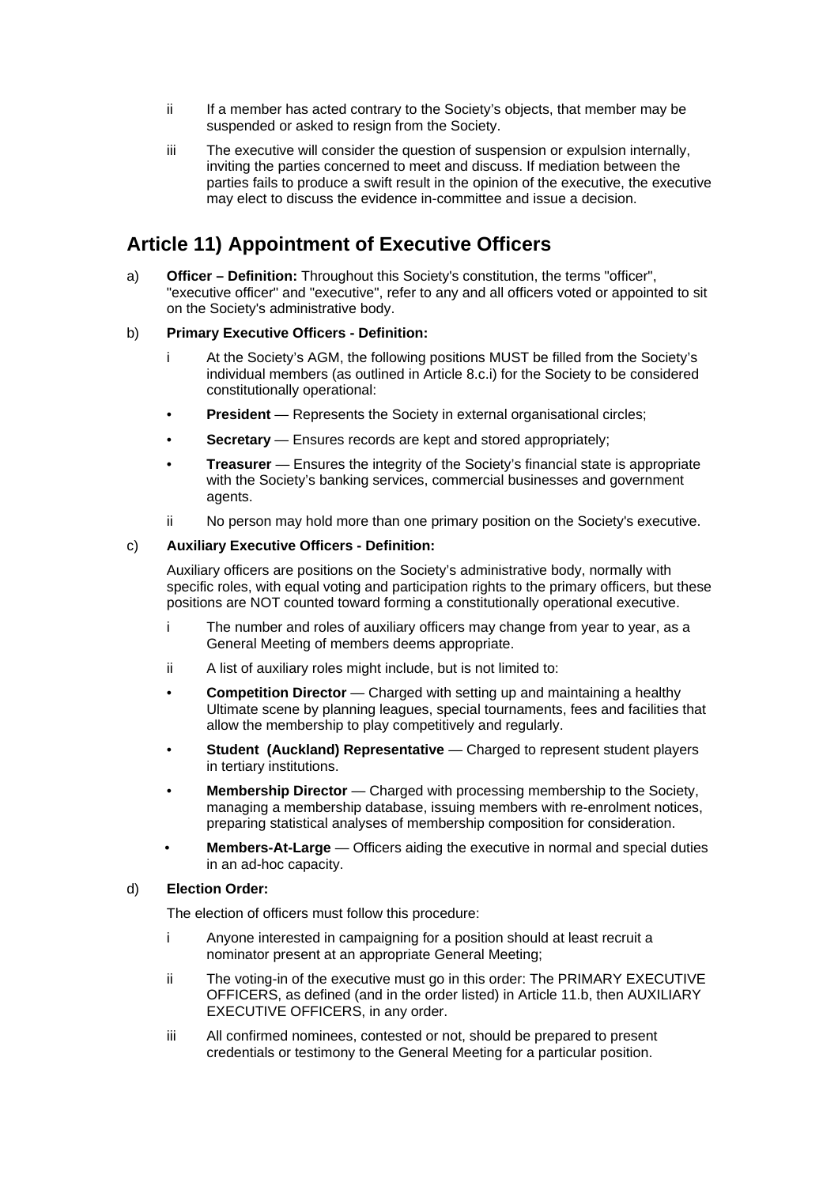ii If a member has acted contrary to the Society's objects, that member may be suspended or asked to resign from the Society.

iii The executive will consider the question of suspension or expulsion internally, inviting the parties concerned to meet and discuss. If mediation between the parties fails to produce a swift result in the opinion of the executive, the executive may elect to discuss the evidence in-committee and issue a decision.

## Article 11) Appointment of Executive Officers

a) **Officer – Definition:** Throughout this Society's constitution, the terms "officer", "executive officer" and "executive", refer to any and all officers voted or appointed to sit on the Society's administrative body.

b) **Primary Executive Officers - Definition:**

i At the Society's AGM, the following positions MUST be filled from the Society's individual members (as outlined in Article 8.c.i) for the Society to be considered constitutionally operational:

- **President** — Represents the Society in external organisational circles;
- **Secretary** — Ensures records are kept and stored appropriately;
- **Treasurer** — Ensures the integrity of the Society's financial state is appropriate with the Society's banking services, commercial businesses and government agents.

ii No person may hold more than one primary position on the Society's executive.

c) **Auxiliary Executive Officers - Definition:**

Auxiliary officers are positions on the Society's administrative body, normally with specific roles, with equal voting and participation rights to the primary officers, but these positions are NOT counted toward forming a constitutionally operational executive.

i The number and roles of auxiliary officers may change from year to year, as a General Meeting of members deems appropriate.

ii A list of auxiliary roles might include, but is not limited to:

- **Competition Director** — Charged with setting up and maintaining a healthy Ultimate scene by planning leagues, special tournaments, fees and facilities that allow the membership to play competitively and regularly.
- **Student (Auckland) Representative** — Charged to represent student players in tertiary institutions.
- **Membership Director** — Charged with processing membership to the Society, managing a membership database, issuing members with re-enrolment notices, preparing statistical analyses of membership composition for consideration.
- **Members-At-Large** — Officers aiding the executive in normal and special duties in an ad-hoc capacity.

d) **Election Order:**

The election of officers must follow this procedure:

i Anyone interested in campaigning for a position should at least recruit a nominator present at an appropriate General Meeting;

ii The voting-in of the executive must go in this order: The PRIMARY EXECUTIVE OFFICERS, as defined (and in the order listed) in Article 11.b, then AUXILIARY EXECUTIVE OFFICERS, in any order.

iii All confirmed nominees, contested or not, should be prepared to present credentials or testimony to the General Meeting for a particular position.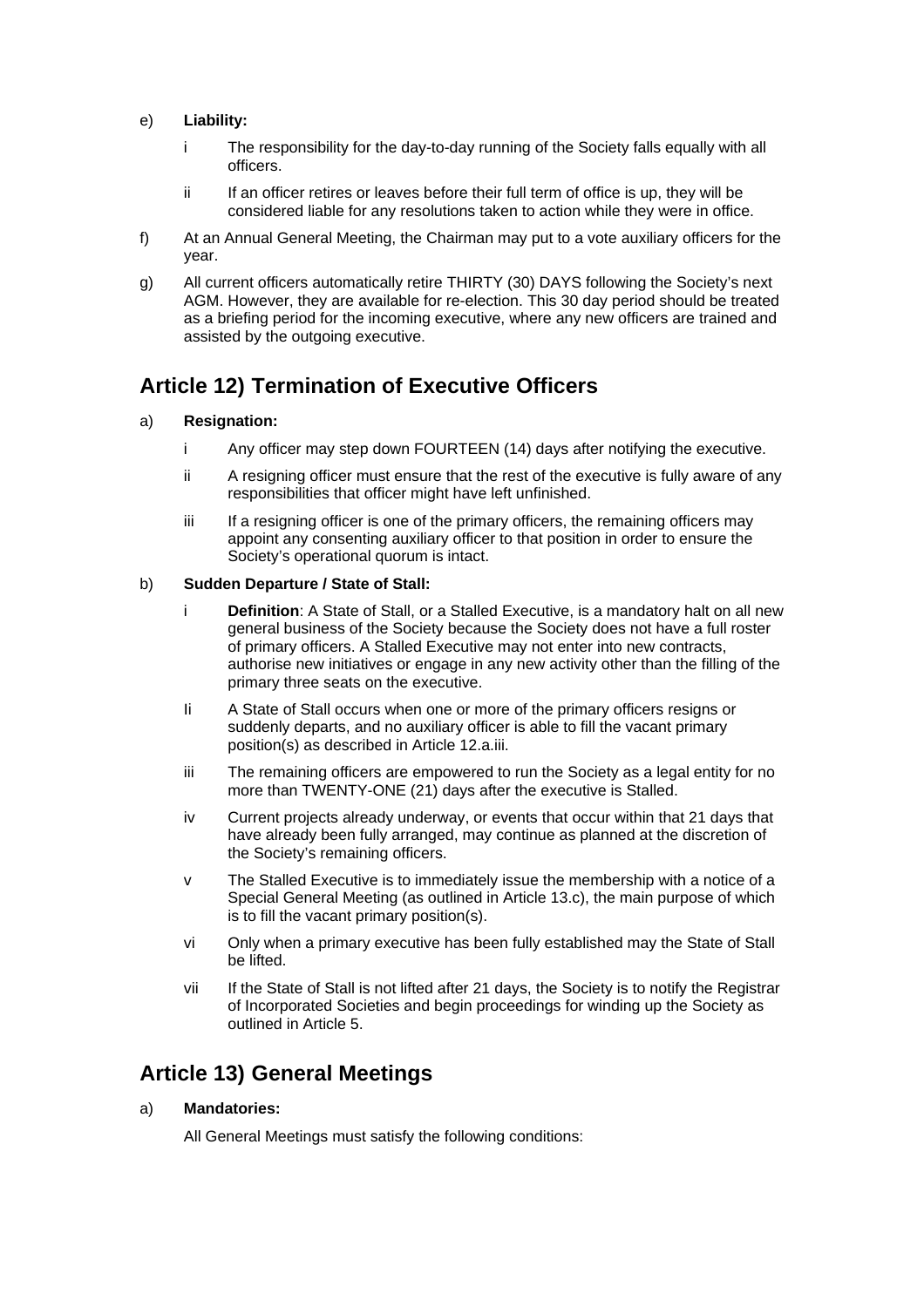e) **Liability:**

   i The responsibility for the day-to-day running of the Society falls equally with all officers.

   ii If an officer retires or leaves before their full term of office is up, they will be considered liable for any resolutions taken to action while they were in office.

f) At an Annual General Meeting, the Chairman may put to a vote auxiliary officers for the year.

g) All current officers automatically retire THIRTY (30) DAYS following the Society's next AGM. However, they are available for re-election. This 30 day period should be treated as a briefing period for the incoming executive, where any new officers are trained and assisted by the outgoing executive.

## Article 12) Termination of Executive Officers

a) **Resignation:**

   i Any officer may step down FOURTEEN (14) days after notifying the executive.

   ii A resigning officer must ensure that the rest of the executive is fully aware of any responsibilities that officer might have left unfinished.

   iii If a resigning officer is one of the primary officers, the remaining officers may appoint any consenting auxiliary officer to that position in order to ensure the Society's operational quorum is intact.

b) **Sudden Departure / State of Stall:**

   i **Definition**: A State of Stall, or a Stalled Executive, is a mandatory halt on all new general business of the Society because the Society does not have a full roster of primary officers. A Stalled Executive may not enter into new contracts, authorise new initiatives or engage in any new activity other than the filling of the primary three seats on the executive.

   Ii A State of Stall occurs when one or more of the primary officers resigns or suddenly departs, and no auxiliary officer is able to fill the vacant primary position(s) as described in Article 12.a.iii.

   iii The remaining officers are empowered to run the Society as a legal entity for no more than TWENTY-ONE (21) days after the executive is Stalled.

   iv Current projects already underway, or events that occur within that 21 days that have already been fully arranged, may continue as planned at the discretion of the Society's remaining officers.

   v The Stalled Executive is to immediately issue the membership with a notice of a Special General Meeting (as outlined in Article 13.c), the main purpose of which is to fill the vacant primary position(s).

   vi Only when a primary executive has been fully established may the State of Stall be lifted.

   vii If the State of Stall is not lifted after 21 days, the Society is to notify the Registrar of Incorporated Societies and begin proceedings for winding up the Society as outlined in Article 5.

## Article 13) General Meetings

a) **Mandatories:**

   All General Meetings must satisfy the following conditions: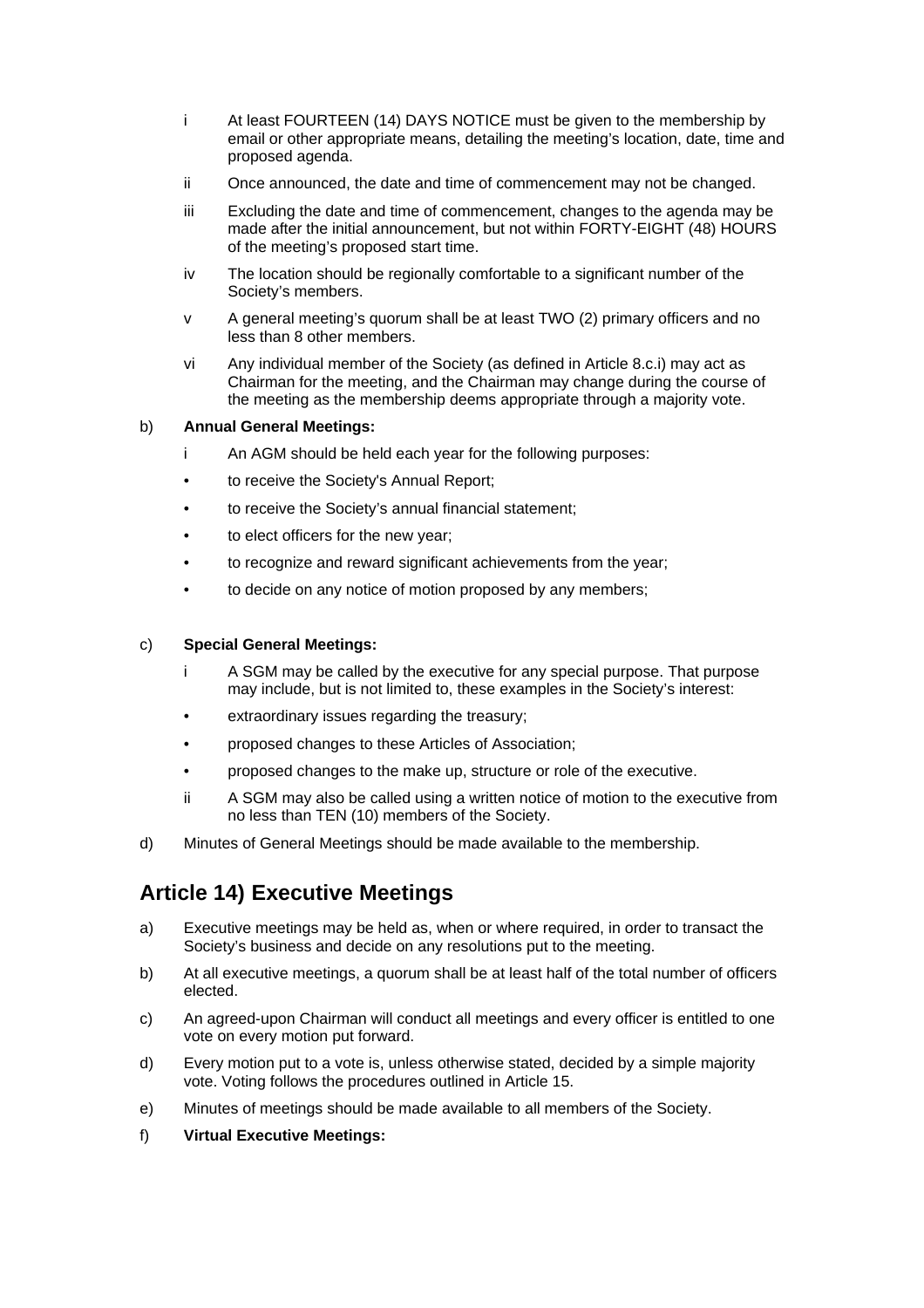- i At least FOURTEEN (14) DAYS NOTICE must be given to the membership by email or other appropriate means, detailing the meeting's location, date, time and proposed agenda.
- ii Once announced, the date and time of commencement may not be changed.
- iii Excluding the date and time of commencement, changes to the agenda may be made after the initial announcement, but not within FORTY-EIGHT (48) HOURS of the meeting's proposed start time.
- iv The location should be regionally comfortable to a significant number of the Society's members.
- v A general meeting's quorum shall be at least TWO (2) primary officers and no less than 8 other members.
- vi Any individual member of the Society (as defined in Article 8.c.i) may act as Chairman for the meeting, and the Chairman may change during the course of the meeting as the membership deems appropriate through a majority vote.

b) **Annual General Meetings:**

- i An AGM should be held each year for the following purposes:
  - to receive the Society's Annual Report;
  - to receive the Society's annual financial statement;
  - to elect officers for the new year;
  - to recognize and reward significant achievements from the year;
  - to decide on any notice of motion proposed by any members;

c) **Special General Meetings:**

- i A SGM may be called by the executive for any special purpose. That purpose may include, but is not limited to, these examples in the Society's interest:
  - extraordinary issues regarding the treasury;
  - proposed changes to these Articles of Association;
  - proposed changes to the make up, structure or role of the executive.
- ii A SGM may also be called using a written notice of motion to the executive from no less than TEN (10) members of the Society.

d) Minutes of General Meetings should be made available to the membership.

## Article 14) Executive Meetings

a) Executive meetings may be held as, when or where required, in order to transact the Society's business and decide on any resolutions put to the meeting.

b) At all executive meetings, a quorum shall be at least half of the total number of officers elected.

c) An agreed-upon Chairman will conduct all meetings and every officer is entitled to one vote on every motion put forward.

d) Every motion put to a vote is, unless otherwise stated, decided by a simple majority vote. Voting follows the procedures outlined in Article 15.

e) Minutes of meetings should be made available to all members of the Society.

f) **Virtual Executive Meetings:**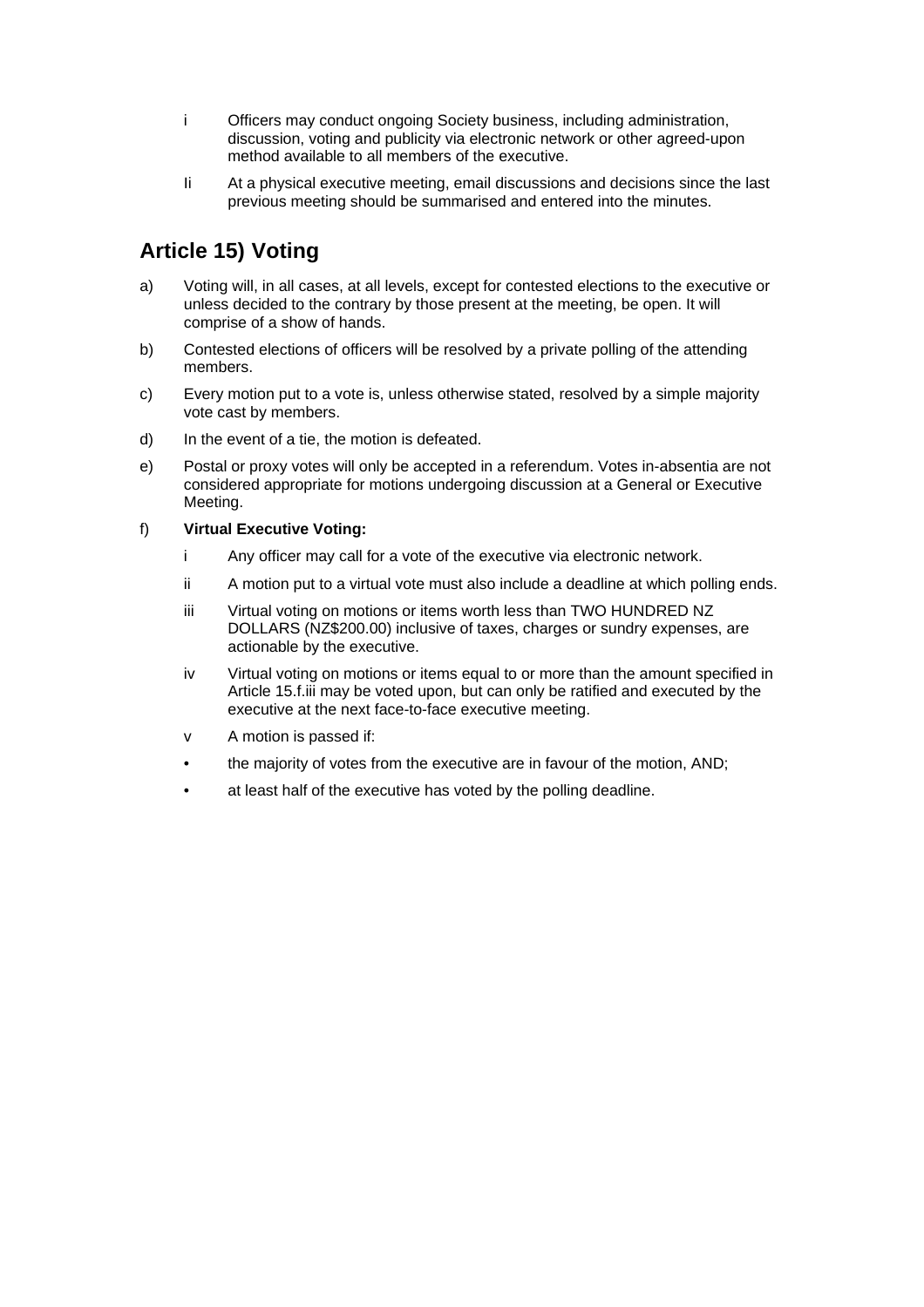i Officers may conduct ongoing Society business, including administration, discussion, voting and publicity via electronic network or other agreed-upon method available to all members of the executive.

Ii At a physical executive meeting, email discussions and decisions since the last previous meeting should be summarised and entered into the minutes.

## Article 15) Voting

a) Voting will, in all cases, at all levels, except for contested elections to the executive or unless decided to the contrary by those present at the meeting, be open. It will comprise of a show of hands.

b) Contested elections of officers will be resolved by a private polling of the attending members.

c) Every motion put to a vote is, unless otherwise stated, resolved by a simple majority vote cast by members.

d) In the event of a tie, the motion is defeated.

e) Postal or proxy votes will only be accepted in a referendum. Votes in-absentia are not considered appropriate for motions undergoing discussion at a General or Executive Meeting.

f) **Virtual Executive Voting:**

i Any officer may call for a vote of the executive via electronic network.

ii A motion put to a virtual vote must also include a deadline at which polling ends.

iii Virtual voting on motions or items worth less than TWO HUNDRED NZ DOLLARS (NZ$200.00) inclusive of taxes, charges or sundry expenses, are actionable by the executive.

iv Virtual voting on motions or items equal to or more than the amount specified in Article 15.f.iii may be voted upon, but can only be ratified and executed by the executive at the next face-to-face executive meeting.

v A motion is passed if:

- the majority of votes from the executive are in favour of the motion, AND;
- at least half of the executive has voted by the polling deadline.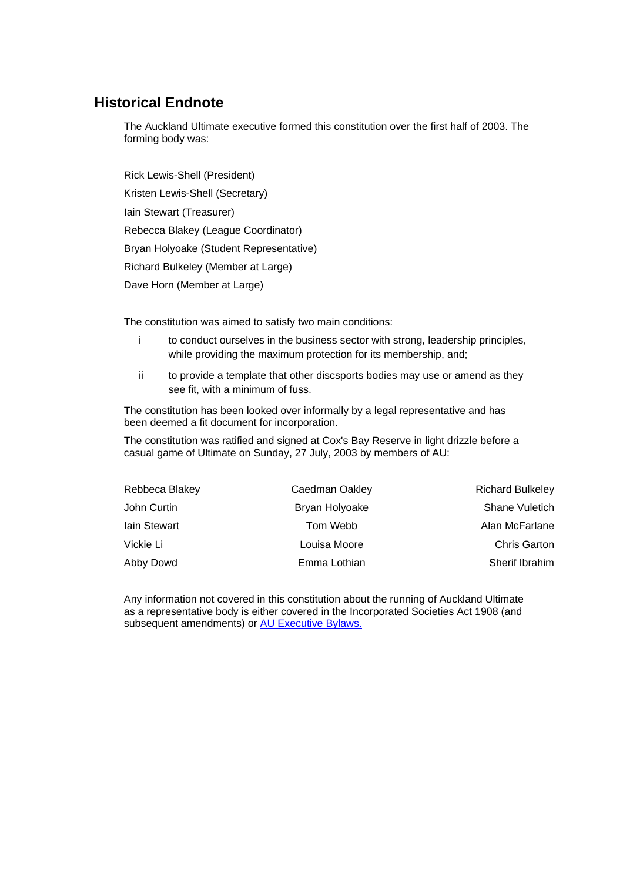## Historical Endnote

The Auckland Ultimate executive formed this constitution over the first half of 2003. The forming body was:

Rick Lewis-Shell (President)

Kristen Lewis-Shell (Secretary)

Iain Stewart (Treasurer)

Rebecca Blakey (League Coordinator)

Bryan Holyoake (Student Representative)

Richard Bulkeley (Member at Large)

Dave Horn (Member at Large)

The constitution was aimed to satisfy two main conditions:

- i to conduct ourselves in the business sector with strong, leadership principles, while providing the maximum protection for its membership, and;
- ii to provide a template that other discsports bodies may use or amend as they see fit, with a minimum of fuss.

The constitution has been looked over informally by a legal representative and has been deemed a fit document for incorporation.

The constitution was ratified and signed at Cox's Bay Reserve in light drizzle before a casual game of Ultimate on Sunday, 27 July, 2003 by members of AU:

| | | |
|---|---|---|
| Rebbeca Blakey | Caedman Oakley | Richard Bulkeley |
| John Curtin | Bryan Holyoake | Shane Vuletich |
| Iain Stewart | Tom Webb | Alan McFarlane |
| Vickie Li | Louisa Moore | Chris Garton |
| Abby Dowd | Emma Lothian | Sherif Ibrahim |

Any information not covered in this constitution about the running of Auckland Ultimate as a representative body is either covered in the Incorporated Societies Act 1908 (and subsequent amendments) or AU Executive Bylaws.